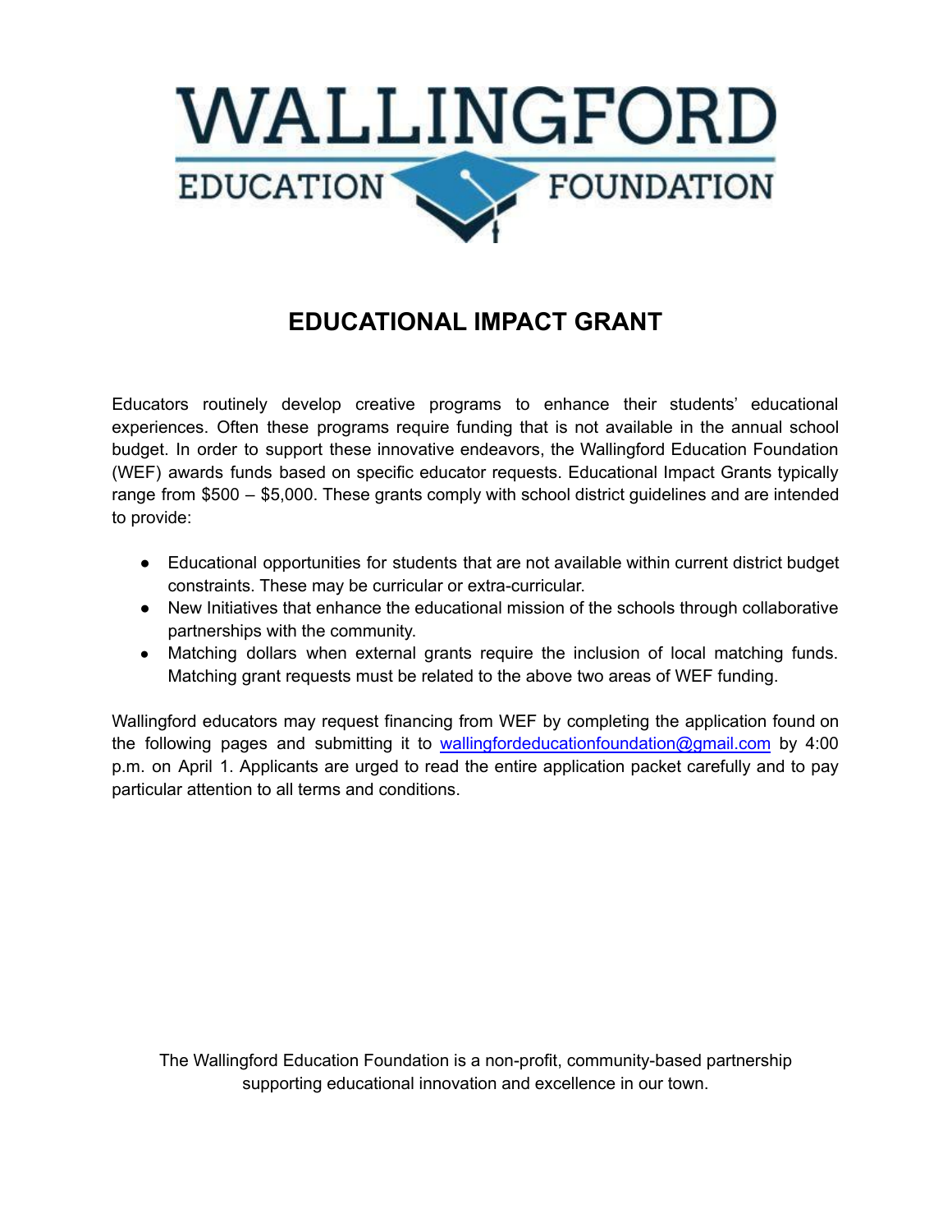# WALLINGFORD

EDUCATION FOUNDATION

## EDUCATIONAL IMPACT GRANT

Educators routinely develop creative programs to enhance their students' educational experiences. Often these programs require funding that is not available in the annual school budget. In order to support these innovative endeavors, the Wallingford Education Foundation (WEF) awards funds based on specific educator requests. Educational Impact Grants typically range from $500 – $5,000. These grants comply with school district guidelines and are intended to provide:

- Educational opportunities for students that are not available within current district budget constraints. These may be curricular or extra-curricular.
- New Initiatives that enhance the educational mission of the schools through collaborative partnerships with the community.
- Matching dollars when external grants require the inclusion of local matching funds. Matching grant requests must be related to the above two areas of WEF funding.

Wallingford educators may request financing from WEF by completing the application found on the following pages and submitting it to wallingfordeducationfoundation@gmail.com by 4:00 p.m. on April 1. Applicants are urged to read the entire application packet carefully and to pay particular attention to all terms and conditions.

The Wallingford Education Foundation is a non-profit, community-based partnership supporting educational innovation and excellence in our town.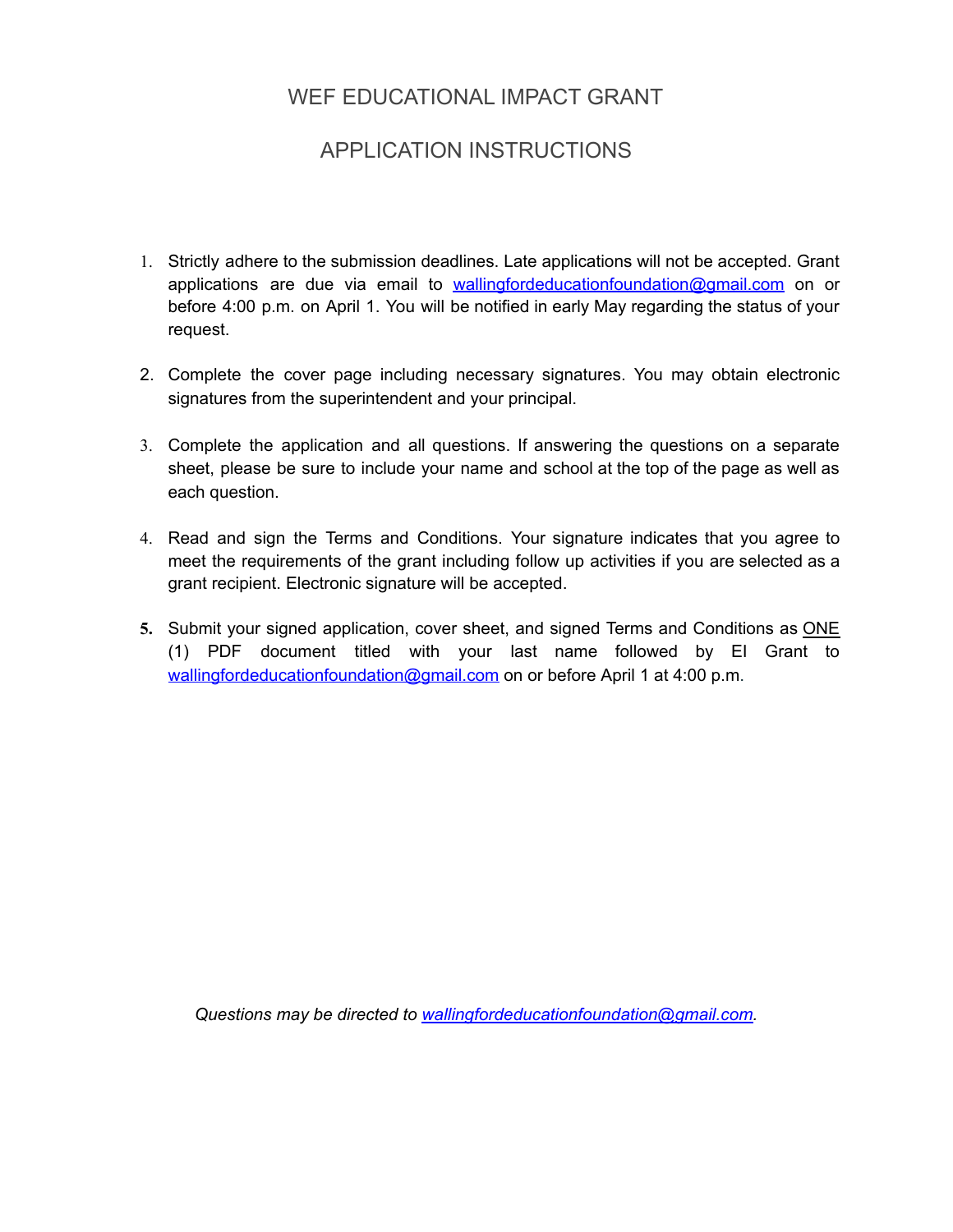# WEF EDUCATIONAL IMPACT GRANT

## APPLICATION INSTRUCTIONS

1. Strictly adhere to the submission deadlines. Late applications will not be accepted. Grant applications are due via email to wallingfordeducationfoundation@gmail.com on or before 4:00 p.m. on April 1. You will be notified in early May regarding the status of your request.

2. Complete the cover page including necessary signatures. You may obtain electronic signatures from the superintendent and your principal.

3. Complete the application and all questions. If answering the questions on a separate sheet, please be sure to include your name and school at the top of the page as well as each question.

4. Read and sign the Terms and Conditions. Your signature indicates that you agree to meet the requirements of the grant including follow up activities if you are selected as a grant recipient. Electronic signature will be accepted.

5. Submit your signed application, cover sheet, and signed Terms and Conditions as ONE (1) PDF document titled with your last name followed by EI Grant to wallingfordeducationfoundation@gmail.com on or before April 1 at 4:00 p.m.

*Questions may be directed to wallingfordeducationfoundation@gmail.com.*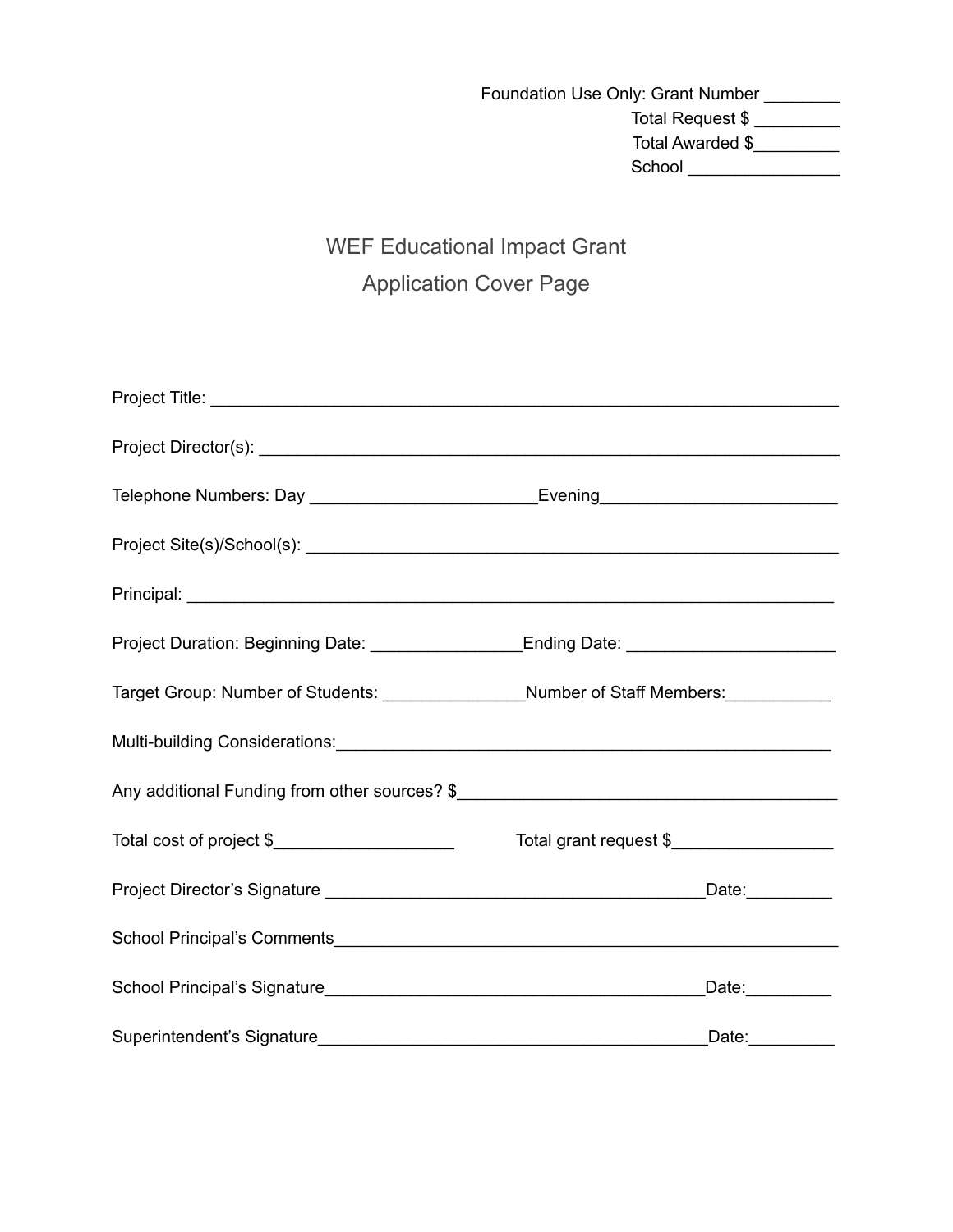Foundation Use Only: Grant Number ________
Total Request $ _________
Total Awarded $_________
School ________________

# WEF Educational Impact Grant
## Application Cover Page

Project Title: ____________________________________________________________________

Project Director(s): _______________________________________________________________

Telephone Numbers: Day ________________________Evening_________________________

Project Site(s)/School(s): ___________________________________________________________

Principal: ______________________________________________________________________

Project Duration: Beginning Date: ________________Ending Date: ______________________

Target Group: Number of Students: _______________Number of Staff Members:___________

Multi-building Considerations:______________________________________________________

Any additional Funding from other sources? $_________________________________________

Total cost of project $___________________     Total grant request $_________________

Project Director's Signature ________________________________________Date:_________

School Principal's Comments_______________________________________________________

School Principal's Signature_________________________________________Date:_________

Superintendent's Signature__________________________________________Date:_________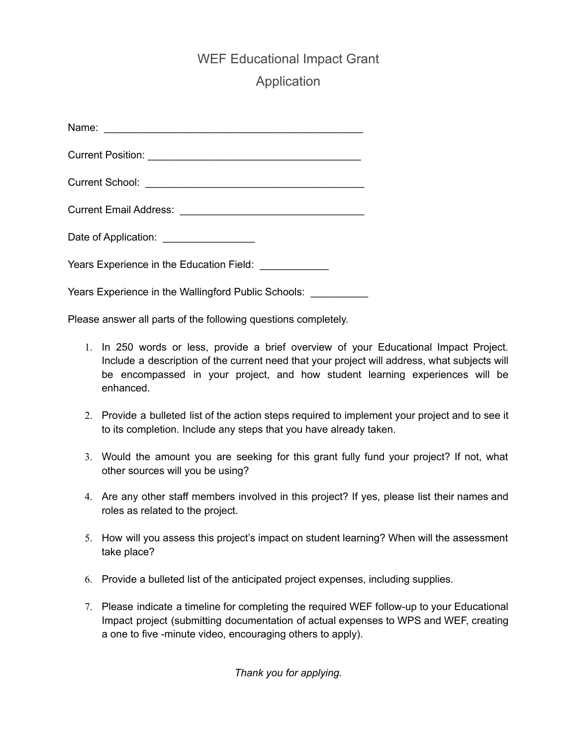# WEF Educational Impact Grant

# Application

Name: ______________________________________________

Current Position: ______________________________________

Current School: _______________________________________

Current Email Address: _________________________________

Date of Application: ________________

Years Experience in the Education Field: ____________

Years Experience in the Wallingford Public Schools: __________

Please answer all parts of the following questions completely.

1. In 250 words or less, provide a brief overview of your Educational Impact Project. Include a description of the current need that your project will address, what subjects will be encompassed in your project, and how student learning experiences will be enhanced.

2. Provide a bulleted list of the action steps required to implement your project and to see it to its completion. Include any steps that you have already taken.

3. Would the amount you are seeking for this grant fully fund your project? If not, what other sources will you be using?

4. Are any other staff members involved in this project? If yes, please list their names and roles as related to the project.

5. How will you assess this project's impact on student learning? When will the assessment take place?

6. Provide a bulleted list of the anticipated project expenses, including supplies.

7. Please indicate a timeline for completing the required WEF follow-up to your Educational Impact project (submitting documentation of actual expenses to WPS and WEF, creating a one to five -minute video, encouraging others to apply).

*Thank you for applying.*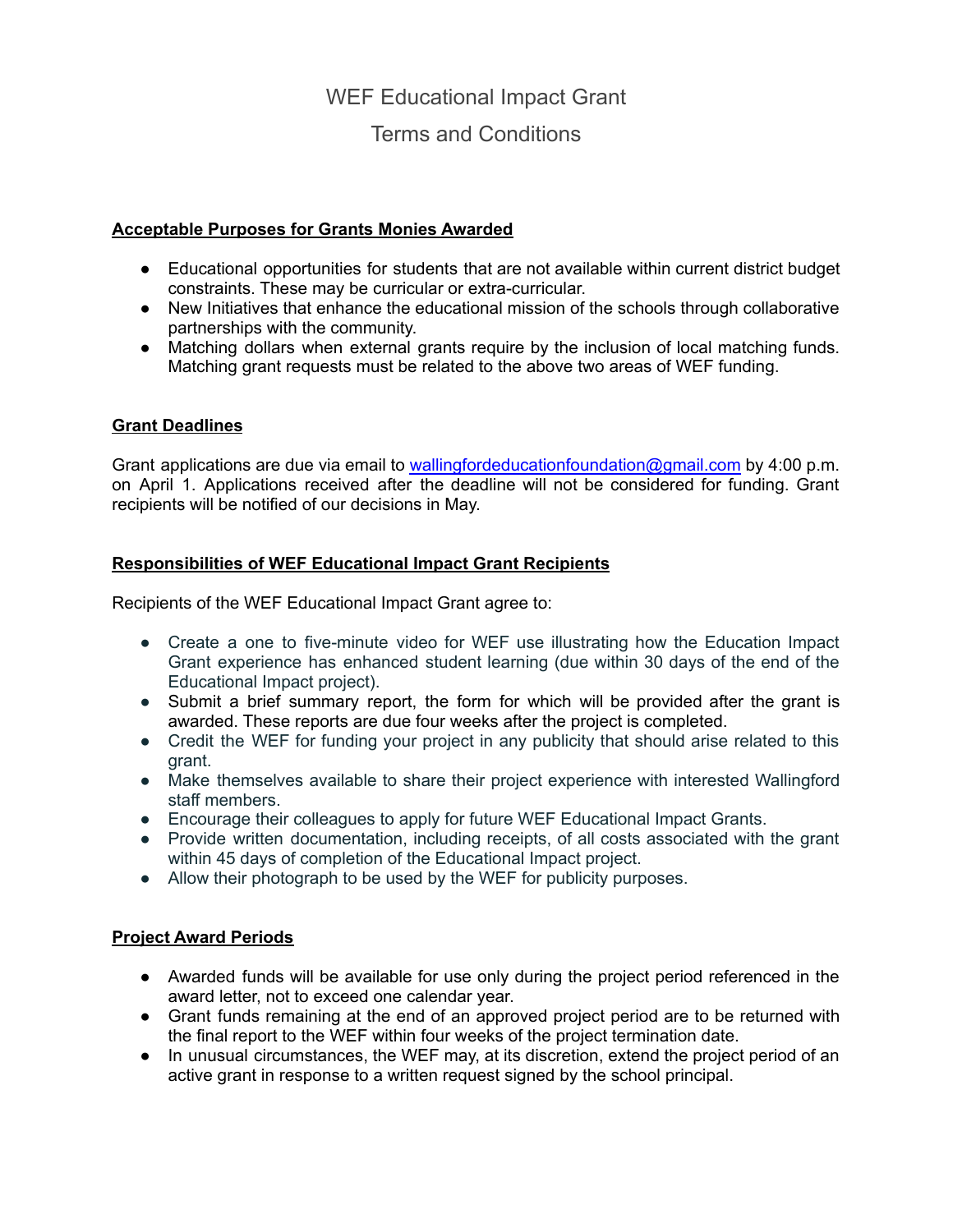# WEF Educational Impact Grant

## Terms and Conditions

**Acceptable Purposes for Grants Monies Awarded**

- Educational opportunities for students that are not available within current district budget constraints. These may be curricular or extra-curricular.
- New Initiatives that enhance the educational mission of the schools through collaborative partnerships with the community.
- Matching dollars when external grants require by the inclusion of local matching funds. Matching grant requests must be related to the above two areas of WEF funding.

**Grant Deadlines**

Grant applications are due via email to [wallingfordeducationfoundation@gmail.com](mailto:wallingfordeducationfoundation@gmail.com) by 4:00 p.m. on April 1. Applications received after the deadline will not be considered for funding. Grant recipients will be notified of our decisions in May.

**Responsibilities of WEF Educational Impact Grant Recipients**

Recipients of the WEF Educational Impact Grant agree to:

- Create a one to five-minute video for WEF use illustrating how the Education Impact Grant experience has enhanced student learning (due within 30 days of the end of the Educational Impact project).
- Submit a brief summary report, the form for which will be provided after the grant is awarded. These reports are due four weeks after the project is completed.
- Credit the WEF for funding your project in any publicity that should arise related to this grant.
- Make themselves available to share their project experience with interested Wallingford staff members.
- Encourage their colleagues to apply for future WEF Educational Impact Grants.
- Provide written documentation, including receipts, of all costs associated with the grant within 45 days of completion of the Educational Impact project.
- Allow their photograph to be used by the WEF for publicity purposes.

**Project Award Periods**

- Awarded funds will be available for use only during the project period referenced in the award letter, not to exceed one calendar year.
- Grant funds remaining at the end of an approved project period are to be returned with the final report to the WEF within four weeks of the project termination date.
- In unusual circumstances, the WEF may, at its discretion, extend the project period of an active grant in response to a written request signed by the school principal.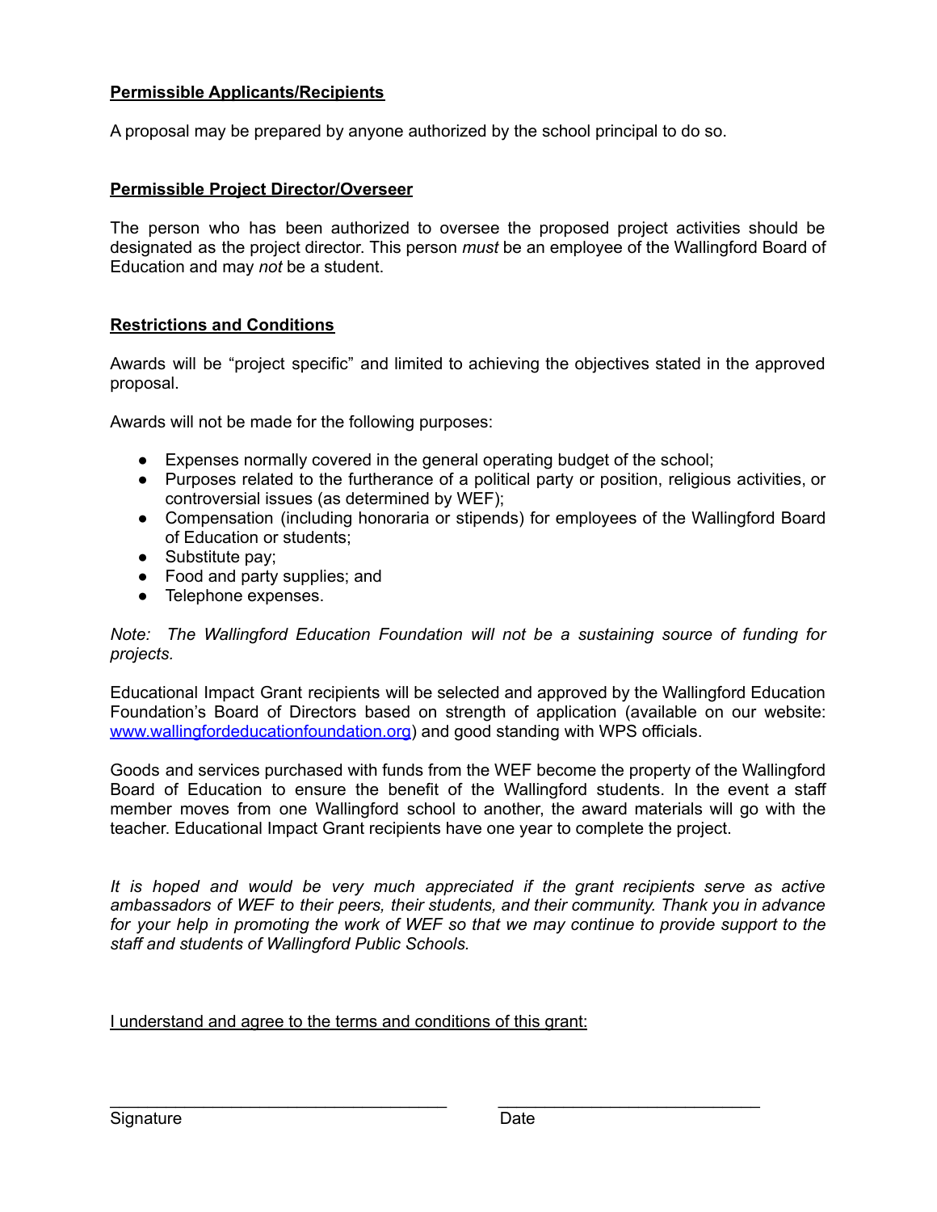**<u>Permissible Applicants/Recipients</u>**

A proposal may be prepared by anyone authorized by the school principal to do so.

**<u>Permissible Project Director/Overseer</u>**

The person who has been authorized to oversee the proposed project activities should be designated as the project director. This person *must* be an employee of the Wallingford Board of Education and may *not* be a student.

**<u>Restrictions and Conditions</u>**

Awards will be "project specific" and limited to achieving the objectives stated in the approved proposal.

Awards will not be made for the following purposes:

- Expenses normally covered in the general operating budget of the school;
- Purposes related to the furtherance of a political party or position, religious activities, or controversial issues (as determined by WEF);
- Compensation (including honoraria or stipends) for employees of the Wallingford Board of Education or students;
- Substitute pay;
- Food and party supplies; and
- Telephone expenses.

*Note: The Wallingford Education Foundation will not be a sustaining source of funding for projects.*

Educational Impact Grant recipients will be selected and approved by the Wallingford Education Foundation's Board of Directors based on strength of application (available on our website: www.wallingfordeducationfoundation.org) and good standing with WPS officials.

Goods and services purchased with funds from the WEF become the property of the Wallingford Board of Education to ensure the benefit of the Wallingford students. In the event a staff member moves from one Wallingford school to another, the award materials will go with the teacher. Educational Impact Grant recipients have one year to complete the project.

*It is hoped and would be very much appreciated if the grant recipients serve as active ambassadors of WEF to their peers, their students, and their community. Thank you in advance for your help in promoting the work of WEF so that we may continue to provide support to the staff and students of Wallingford Public Schools.*

<u>I understand and agree to the terms and conditions of this grant:</u>

\_\_\_\_\_\_\_\_\_\_\_\_\_\_\_\_\_\_\_\_\_\_\_\_\_\_\_\_\_\_\_\_\_\_\_\_ \_\_\_\_\_\_\_\_\_\_\_\_\_\_\_\_\_\_\_\_\_\_\_\_\_\_\_\_\_\_

Signature Date